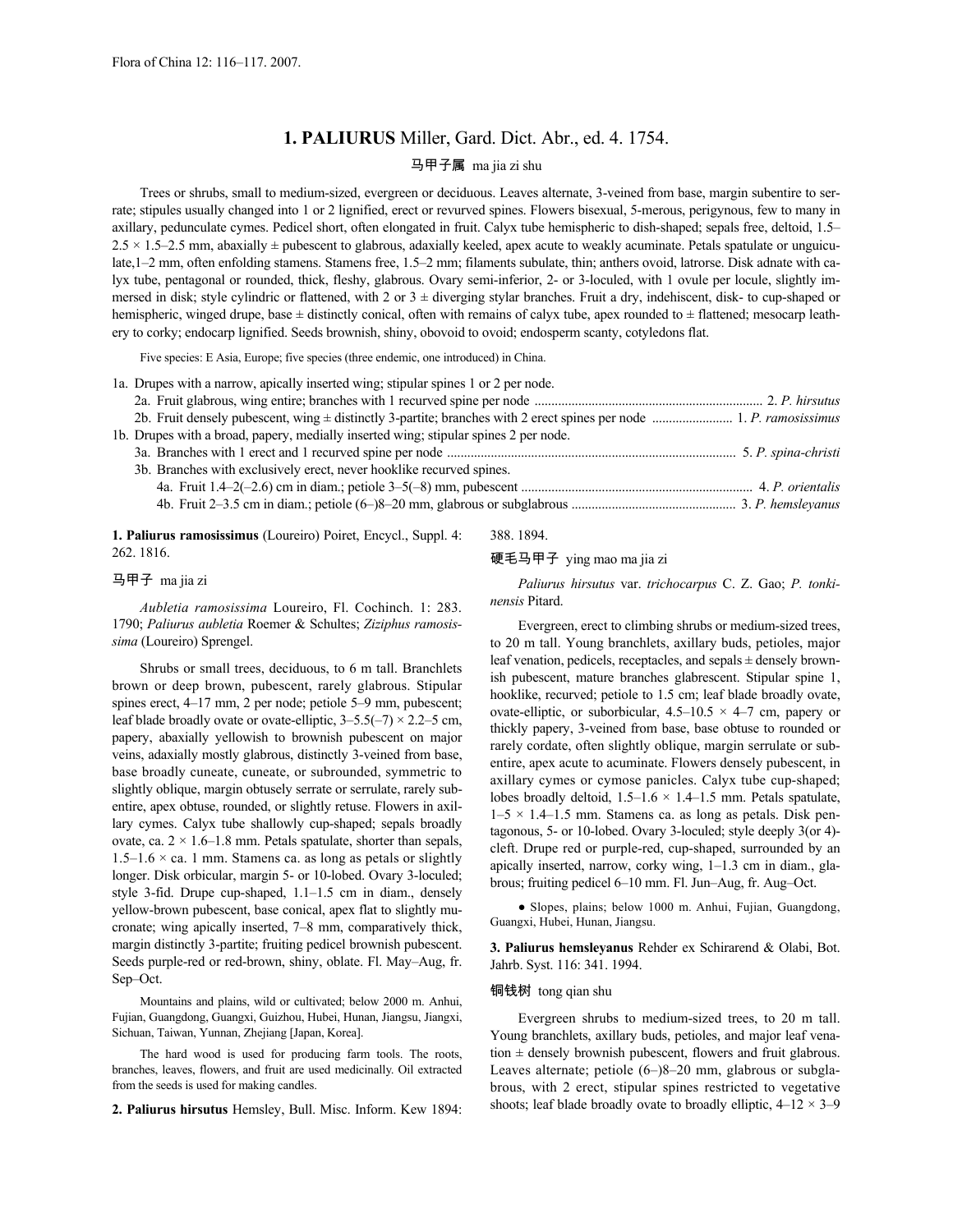Flora of China 12: 116–117. 2007.

# 1. PALIURUS Miller, Gard. Dict. Abr., ed. 4. 1754.

马甲子属 ma jia zi shu

Trees or shrubs, small to medium-sized, evergreen or deciduous. Leaves alternate, 3-veined from base, margin subentire to serrate; stipules usually changed into 1 or 2 lignified, erect or revurved spines. Flowers bisexual, 5-merous, perigynous, few to many in axillary, pedunculate cymes. Pedicel short, often elongated in fruit. Calyx tube hemispheric to dish-shaped; sepals free, deltoid, 1.5–2.5 × 1.5–2.5 mm, abaxially ± pubescent to glabrous, adaxially keeled, apex acute to weakly acuminate. Petals spatulate or unguiculate,1–2 mm, often enfolding stamens. Stamens free, 1.5–2 mm; filaments subulate, thin; anthers ovoid, latrorse. Disk adnate with calyx tube, pentagonal or rounded, thick, fleshy, glabrous. Ovary semi-inferior, 2- or 3-loculed, with 1 ovule per locule, slightly immersed in disk; style cylindric or flattened, with 2 or 3 ± diverging stylar branches. Fruit a dry, indehiscent, disk- to cup-shaped or hemispheric, winged drupe, base ± distinctly conical, often with remains of calyx tube, apex rounded to ± flattened; mesocarp leathery to corky; endocarp lignified. Seeds brownish, shiny, obovoid to ovoid; endosperm scanty, cotyledons flat.

Five species: E Asia, Europe; five species (three endemic, one introduced) in China.

1a. Drupes with a narrow, apically inserted wing; stipular spines 1 or 2 per node.
- 2a. Fruit glabrous, wing entire; branches with 1 recurved spine per node .......... 2. *P. hirsutus*
- 2b. Fruit densely pubescent, wing ± distinctly 3-partite; branches with 2 erect spines per node .......... 1. *P. ramosissimus*

1b. Drupes with a broad, papery, medially inserted wing; stipular spines 2 per node.
- 3a. Branches with 1 erect and 1 recurved spine per node .......... 5. *P. spina-christi*
- 3b. Branches with exclusively erect, never hooklike recurved spines.
  - 4a. Fruit 1.4–2(–2.6) cm in diam.; petiole 3–5(–8) mm, pubescent .......... 4. *P. orientalis*
  - 4b. Fruit 2–3.5 cm in diam.; petiole (6–)8–20 mm, glabrous or subglabrous .......... 3. *P. hemsleyanus*

**1. Paliurus ramosissimus** (Loureiro) Poiret, Encycl., Suppl. 4: 262. 1816.

马甲子 ma jia zi

*Aubletia ramosissima* Loureiro, Fl. Cochinch. 1: 283. 1790; *Paliurus aubletia* Roemer & Schultes; *Ziziphus ramosissima* (Loureiro) Sprengel.

Shrubs or small trees, deciduous, to 6 m tall. Branchlets brown or deep brown, pubescent, rarely glabrous. Stipular spines erect, 4–17 mm, 2 per node; petiole 5–9 mm, pubescent; leaf blade broadly ovate or ovate-elliptic, 3–5.5(–7) × 2.2–5 cm, papery, abaxially yellowish to brownish pubescent on major veins, adaxially mostly glabrous, distinctly 3-veined from base, base broadly cuneate, cuneate, or subrounded, symmetric to slightly oblique, margin obtusely serrate or serrulate, rarely subentire, apex obtuse, rounded, or slightly retuse. Flowers in axillary cymes. Calyx tube shallowly cup-shaped; sepals broadly ovate, ca. 2 × 1.6–1.8 mm. Petals spatulate, shorter than sepals, 1.5–1.6 × ca. 1 mm. Stamens ca. as long as petals or slightly longer. Disk orbicular, margin 5- or 10-lobed. Ovary 3-loculed; style 3-fid. Drupe cup-shaped, 1.1–1.5 cm in diam., densely yellow-brown pubescent, base conical, apex flat to slightly mucronate; wing apically inserted, 7–8 mm, comparatively thick, margin distinctly 3-partite; fruiting pedicel brownish pubescent. Seeds purple-red or red-brown, shiny, oblate. Fl. May–Aug, fr. Sep–Oct.

Mountains and plains, wild or cultivated; below 2000 m. Anhui, Fujian, Guangdong, Guangxi, Guizhou, Hubei, Hunan, Jiangsu, Jiangxi, Sichuan, Taiwan, Yunnan, Zhejiang [Japan, Korea].

The hard wood is used for producing farm tools. The roots, branches, leaves, flowers, and fruit are used medicinally. Oil extracted from the seeds is used for making candles.

**2. Paliurus hirsutus** Hemsley, Bull. Misc. Inform. Kew 1894: 388. 1894.

硬毛马甲子 ying mao ma jia zi

*Paliurus hirsutus* var. *trichocarpus* C. Z. Gao; *P. tonkinensis* Pitard.

Evergreen, erect to climbing shrubs or medium-sized trees, to 20 m tall. Young branchlets, axillary buds, petioles, major leaf venation, pedicels, receptacles, and sepals ± densely brownish pubescent, mature branches glabrescent. Stipular spine 1, hooklike, recurved; petiole to 1.5 cm; leaf blade broadly ovate, ovate-elliptic, or suborbicular, 4.5–10.5 × 4–7 cm, papery or thickly papery, 3-veined from base, base obtuse to rounded or rarely cordate, often slightly oblique, margin serrulate or subentire, apex acute to acuminate. Flowers densely pubescent, in axillary cymes or cymose panicles. Calyx tube cup-shaped; lobes broadly deltoid, 1.5–1.6 × 1.4–1.5 mm. Petals spatulate, 1–5 × 1.4–1.5 mm. Stamens ca. as long as petals. Disk pentagonous, 5- or 10-lobed. Ovary 3-loculed; style deeply 3(or 4)-cleft. Drupe red or purple-red, cup-shaped, surrounded by an apically inserted, narrow, corky wing, 1–1.3 cm in diam., glabrous; fruiting pedicel 6–10 mm. Fl. Jun–Aug, fr. Aug–Oct.

● Slopes, plains; below 1000 m. Anhui, Fujian, Guangdong, Guangxi, Hubei, Hunan, Jiangsu.

**3. Paliurus hemsleyanus** Rehder ex Schirarend & Olabi, Bot. Jahrb. Syst. 116: 341. 1994.

铜钱树 tong qian shu

Evergreen shrubs to medium-sized trees, to 20 m tall. Young branchlets, axillary buds, petioles, and major leaf venation ± densely brownish pubescent, flowers and fruit glabrous. Leaves alternate; petiole (6–)8–20 mm, glabrous or subglabrous, with 2 erect, stipular spines restricted to vegetative shoots; leaf blade broadly ovate to broadly elliptic, 4–12 × 3–9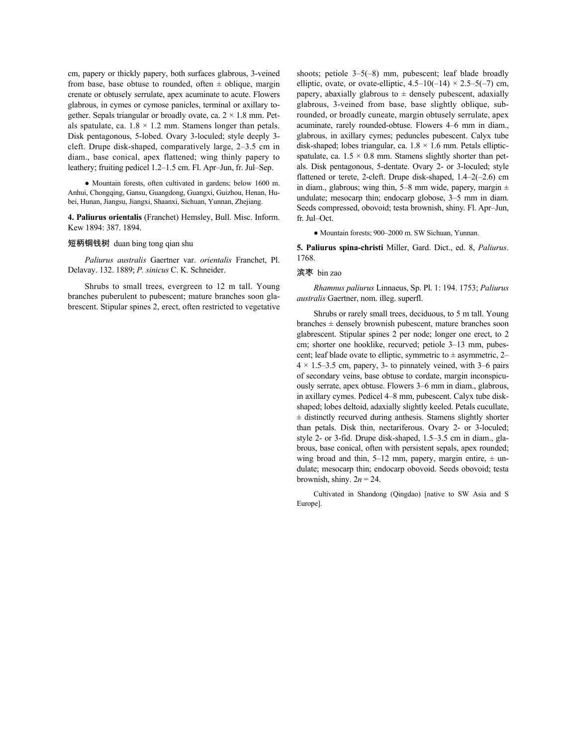cm, papery or thickly papery, both surfaces glabrous, 3-veined from base, base obtuse to rounded, often ± oblique, margin crenate or obtusely serrulate, apex acuminate to acute. Flowers glabrous, in cymes or cymose panicles, terminal or axillary together. Sepals triangular or broadly ovate, ca. 2 × 1.8 mm. Petals spatulate, ca. 1.8 × 1.2 mm. Stamens longer than petals. Disk pentagonous, 5-lobed. Ovary 3-loculed; style deeply 3-cleft. Drupe disk-shaped, comparatively large, 2–3.5 cm in diam., base conical, apex flattened; wing thinly papery to leathery; fruiting pedicel 1.2–1.5 cm. Fl. Apr–Jun, fr. Jul–Sep.

● Mountain forests, often cultivated in gardens; below 1600 m. Anhui, Chongqing, Gansu, Guangdong, Guangxi, Guizhou, Henan, Hubei, Hunan, Jiangsu, Jiangxi, Shaanxi, Sichuan, Yunnan, Zhejiang.

**4. Paliurus orientalis** (Franchet) Hemsley, Bull. Misc. Inform. Kew 1894: 387. 1894.

短柄铜钱树 duan bing tong qian shu

*Paliurus australis* Gaertner var. *orientalis* Franchet, Pl. Delavay. 132. 1889; *P. sinicus* C. K. Schneider.

Shrubs to small trees, evergreen to 12 m tall. Young branches puberulent to pubescent; mature branches soon glabrescent. Stipular spines 2, erect, often restricted to vegetative shoots; petiole 3–5(–8) mm, pubescent; leaf blade broadly elliptic, ovate, or ovate-elliptic, 4.5–10(–14) × 2.5–5(–7) cm, papery, abaxially glabrous to ± densely pubescent, adaxially glabrous, 3-veined from base, base slightly oblique, subrounded, or broadly cuneate, margin obtusely serrulate, apex acuminate, rarely rounded-obtuse. Flowers 4–6 mm in diam., glabrous, in axillary cymes; peduncles pubescent. Calyx tube disk-shaped; lobes triangular, ca. 1.8 × 1.6 mm. Petals elliptic-spatulate, ca. 1.5 × 0.8 mm. Stamens slightly shorter than petals. Disk pentagonous, 5-dentate. Ovary 2- or 3-loculed; style flattened or terete, 2-cleft. Drupe disk-shaped, 1.4–2(–2.6) cm in diam., glabrous; wing thin, 5–8 mm wide, papery, margin ± undulate; mesocarp thin; endocarp globose, 3–5 mm in diam. Seeds compressed, obovoid; testa brownish, shiny. Fl. Apr–Jun, fr. Jul–Oct.

● Mountain forests; 900–2000 m. SW Sichuan, Yunnan.

**5. Paliurus spina-christi** Miller, Gard. Dict., ed. 8, *Paliurus*. 1768.

滨枣 bin zao

*Rhamnus paliurus* Linnaeus, Sp. Pl. 1: 194. 1753; *Paliurus australis* Gaertner, nom. illeg. superfl.

Shrubs or rarely small trees, deciduous, to 5 m tall. Young branches ± densely brownish pubescent, mature branches soon glabrescent. Stipular spines 2 per node; longer one erect, to 2 cm; shorter one hooklike, recurved; petiole 3–13 mm, pubescent; leaf blade ovate to elliptic, symmetric to ± asymmetric, 2–4 × 1.5–3.5 cm, papery, 3- to pinnately veined, with 3–6 pairs of secondary veins, base obtuse to cordate, margin inconspicuously serrate, apex obtuse. Flowers 3–6 mm in diam., glabrous, in axillary cymes. Pedicel 4–8 mm, pubescent. Calyx tube disk-shaped; lobes deltoid, adaxially slightly keeled. Petals cucullate, ± distinctly recurved during anthesis. Stamens slightly shorter than petals. Disk thin, nectariferous. Ovary 2- or 3-loculed; style 2- or 3-fid. Drupe disk-shaped, 1.5–3.5 cm in diam., glabrous, base conical, often with persistent sepals, apex rounded; wing broad and thin, 5–12 mm, papery, margin entire, ± undulate; mesocarp thin; endocarp obovoid. Seeds obovoid; testa brownish, shiny. $2n = 24$.

Cultivated in Shandong (Qingdao) [native to SW Asia and S Europe].